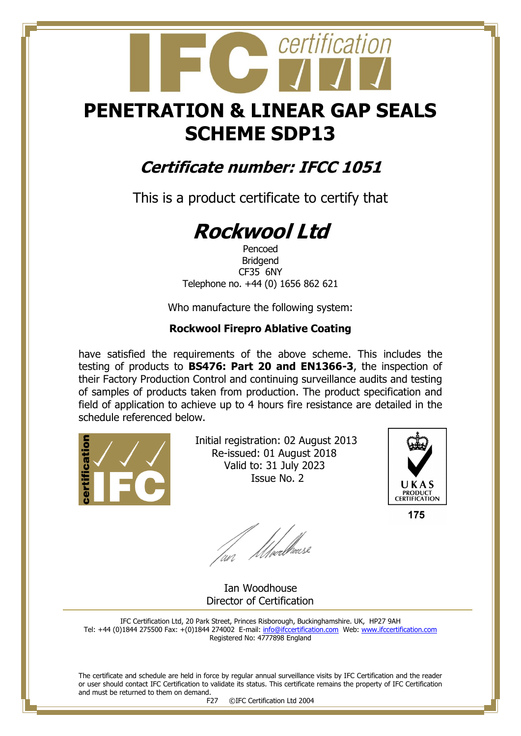# PENETRATION & LINEAR GAP SEALS SCHEME SDP13

## *Certificate number: IFCC 1051*

This is a product certificate to certify that

# *Rockwool Ltd*

Pencoed
Bridgend
CF35 6NY
Telephone no. +44 (0) 1656 862 621

Who manufacture the following system:

**Rockwool Firepro Ablative Coating**

have satisfied the requirements of the above scheme. This includes the testing of products to **BS476: Part 20 and EN1366-3**, the inspection of their Factory Production Control and continuing surveillance audits and testing of samples of products taken from production. The product specification and field of application to achieve up to 4 hours fire resistance are detailed in the schedule referenced below.

Initial registration: 02 August 2013
Re-issued: 01 August 2018
Valid to: 31 July 2023
Issue No. 2

UKAS PRODUCT CERTIFICATION
175

Ian Woodhouse
Director of Certification

IFC Certification Ltd, 20 Park Street, Princes Risborough, Buckinghamshire. UK, HP27 9AH
Tel: +44 (0)1844 275500 Fax: +(0)1844 274002 E-mail: info@ifccertification.com Web: www.ifccertification.com
Registered No: 4777898 England

The certificate and schedule are held in force by regular annual surveillance visits by IFC Certification and the reader or user should contact IFC Certification to validate its status. This certificate remains the property of IFC Certification and must be returned to them on demand.

F27 ©IFC Certification Ltd 2004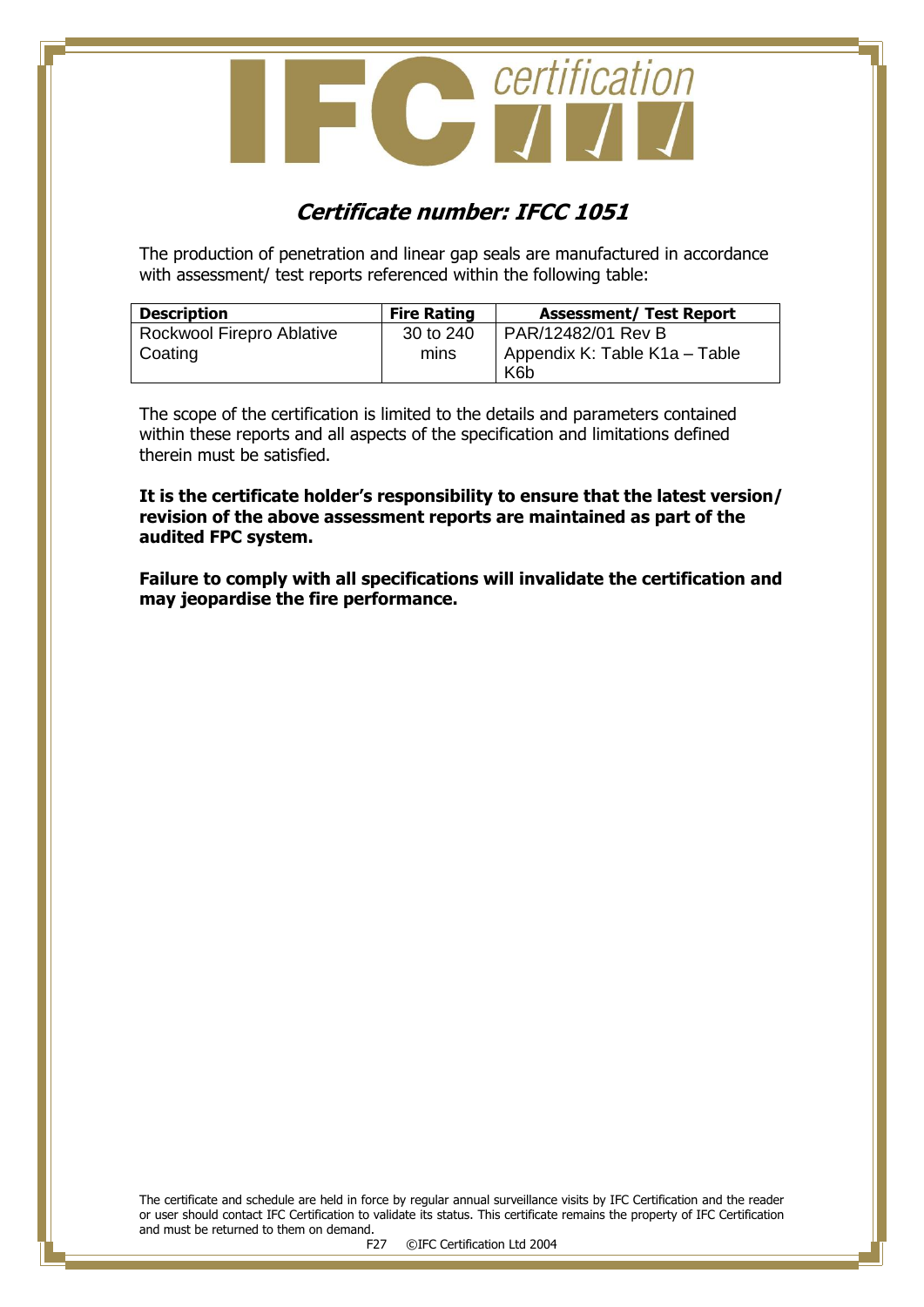## *Certificate number: IFCC 1051*

The production of penetration and linear gap seals are manufactured in accordance with assessment/ test reports referenced within the following table:

| Description | Fire Rating | Assessment/ Test Report |
|---|---|---|
| Rockwool Firepro Ablative Coating | 30 to 240 mins | PAR/12482/01 Rev B Appendix K: Table K1a – Table K6b |

The scope of the certification is limited to the details and parameters contained within these reports and all aspects of the specification and limitations defined therein must be satisfied.

**It is the certificate holder's responsibility to ensure that the latest version/ revision of the above assessment reports are maintained as part of the audited FPC system.**

**Failure to comply with all specifications will invalidate the certification and may jeopardise the fire performance.**

The certificate and schedule are held in force by regular annual surveillance visits by IFC Certification and the reader or user should contact IFC Certification to validate its status. This certificate remains the property of IFC Certification and must be returned to them on demand.

F27 ©IFC Certification Ltd 2004